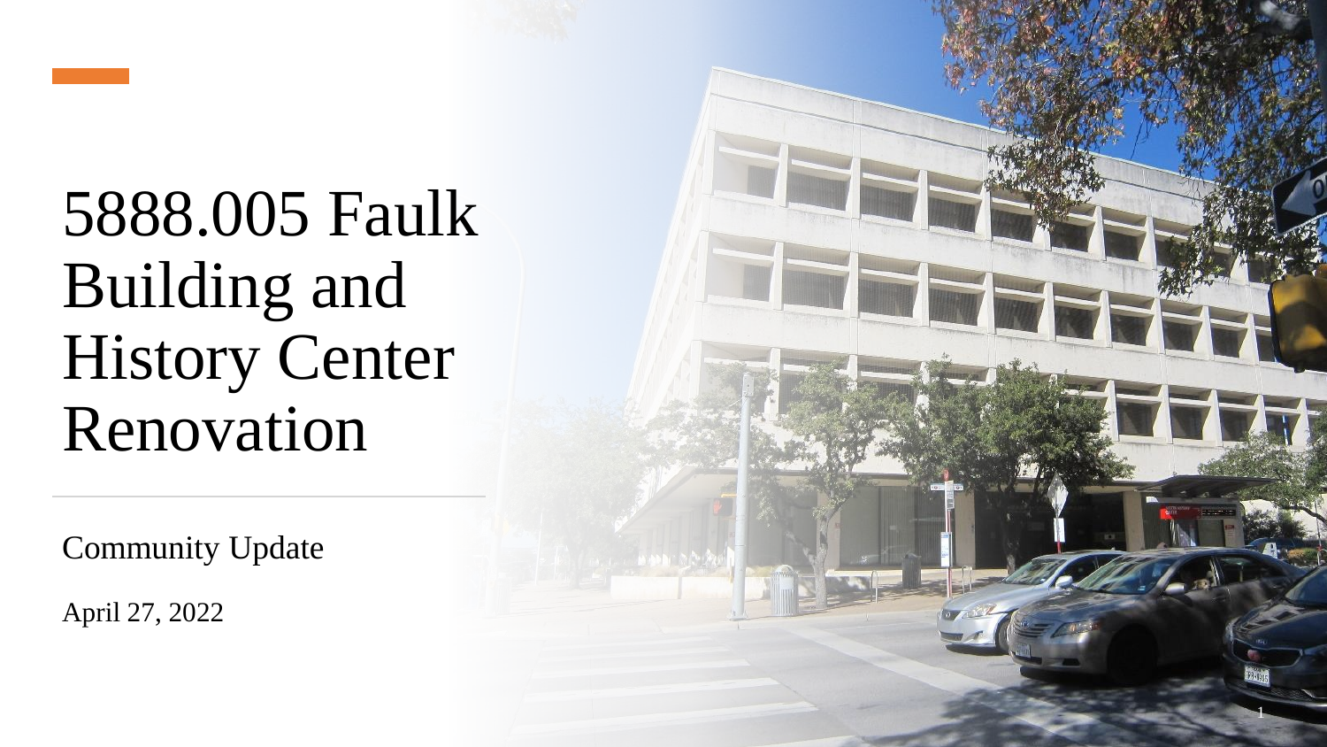# 5888.005 Faulk Building and History Center Renovation

Community Update

April 27, 2022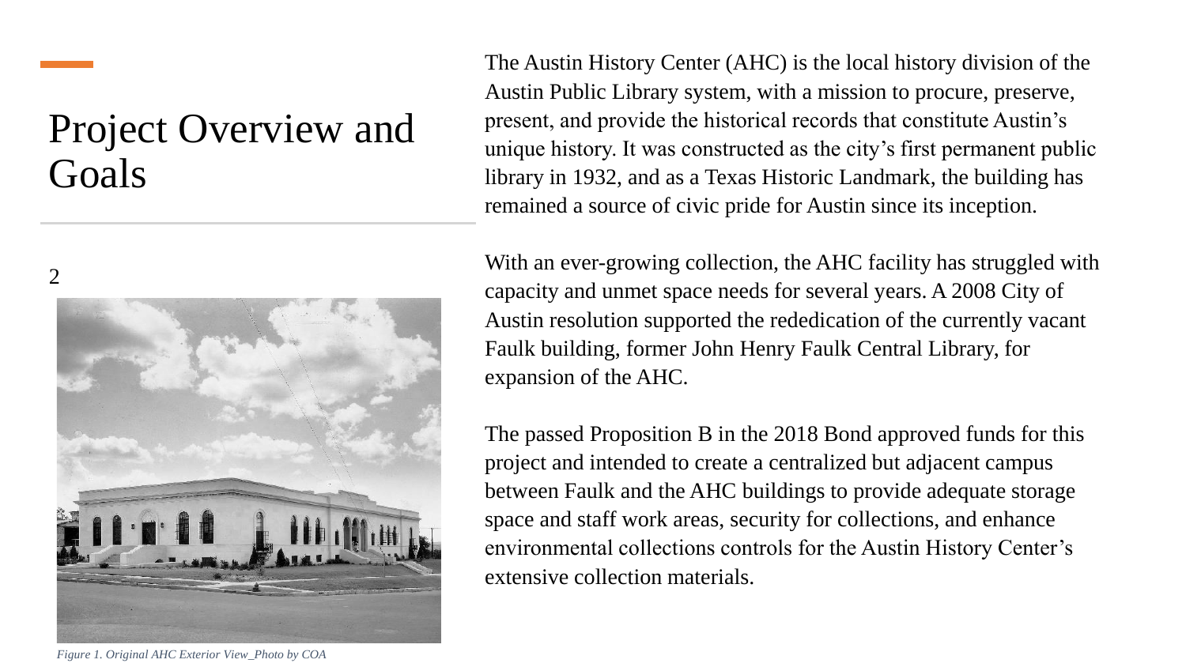# Project Overview and Goals

*Figure 1. Original AHC Exterior View_Photo by COA*

The Austin History Center (AHC) is the local history division of the Austin Public Library system, with a mission to procure, preserve, present, and provide the historical records that constitute Austin's unique history. It was constructed as the city's first permanent public library in 1932, and as a Texas Historic Landmark, the building has remained a source of civic pride for Austin since its inception.

With an ever-growing collection, the AHC facility has struggled with capacity and unmet space needs for several years. A 2008 City of Austin resolution supported the rededication of the currently vacant Faulk building, former John Henry Faulk Central Library, for expansion of the AHC.

The passed Proposition B in the 2018 Bond approved funds for this project and intended to create a centralized but adjacent campus between Faulk and the AHC buildings to provide adequate storage space and staff work areas, security for collections, and enhance environmental collections controls for the Austin History Center's extensive collection materials.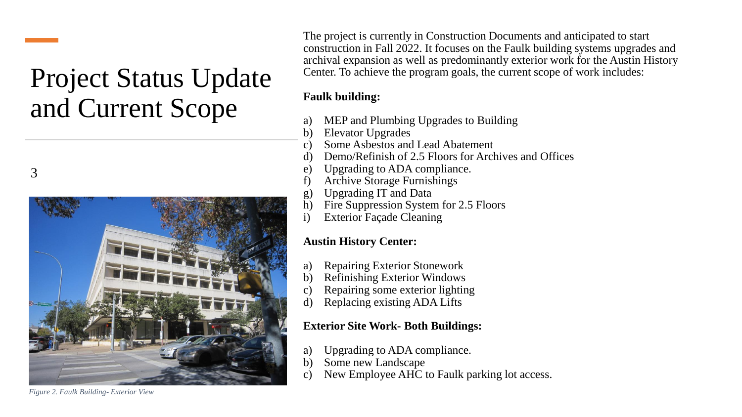# Project Status Update and Current Scope

*Figure 2. Faulk Building- Exterior View*

The project is currently in Construction Documents and anticipated to start construction in Fall 2022. It focuses on the Faulk building systems upgrades and archival expansion as well as predominantly exterior work for the Austin History Center. To achieve the program goals, the current scope of work includes:

**Faulk building:**

a) MEP and Plumbing Upgrades to Building
b) Elevator Upgrades
c) Some Asbestos and Lead Abatement
d) Demo/Refinish of 2.5 Floors for Archives and Offices
e) Upgrading to ADA compliance.
f) Archive Storage Furnishings
g) Upgrading IT and Data
h) Fire Suppression System for 2.5 Floors
i) Exterior Façade Cleaning

**Austin History Center:**

a) Repairing Exterior Stonework
b) Refinishing Exterior Windows
c) Repairing some exterior lighting
d) Replacing existing ADA Lifts

**Exterior Site Work- Both Buildings:**

a) Upgrading to ADA compliance.
b) Some new Landscape
c) New Employee AHC to Faulk parking lot access.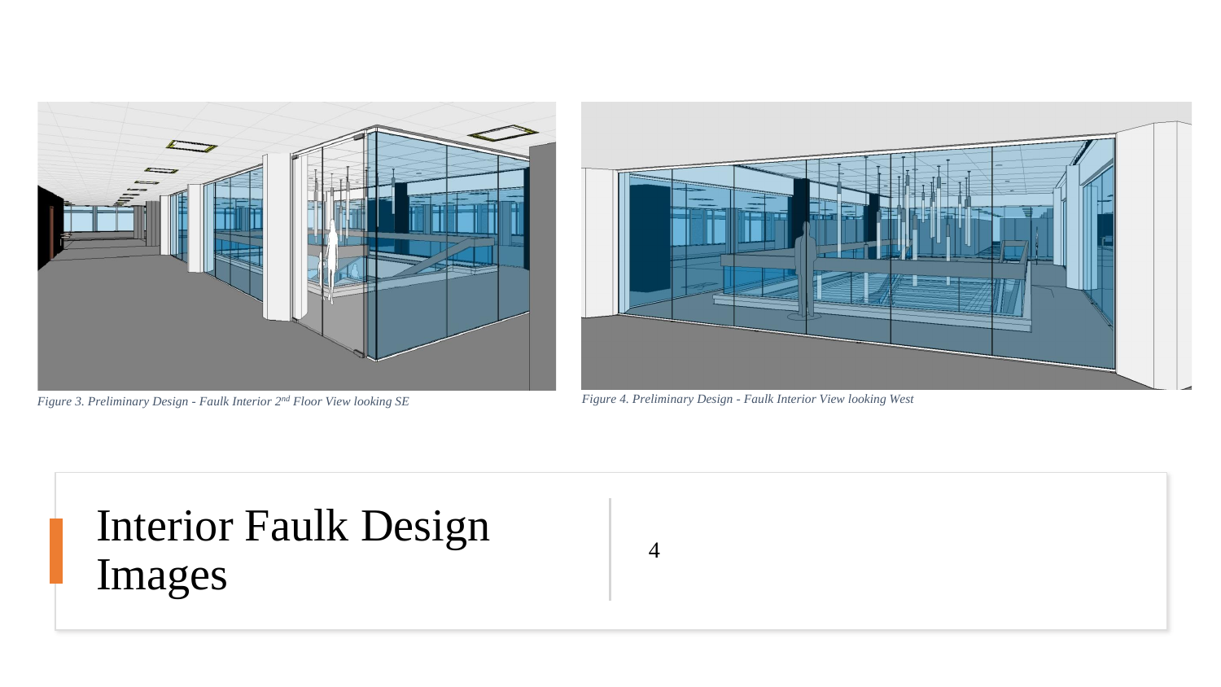*Figure 3. Preliminary Design - Faulk Interior 2nd Floor View looking SE*

*Figure 4. Preliminary Design - Faulk Interior View looking West*

# Interior Faulk Design Images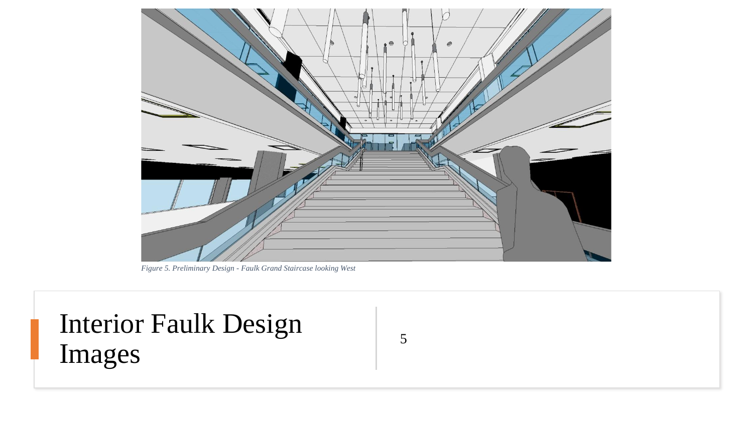*Figure 5. Preliminary Design - Faulk Grand Staircase looking West*

# Interior Faulk Design Images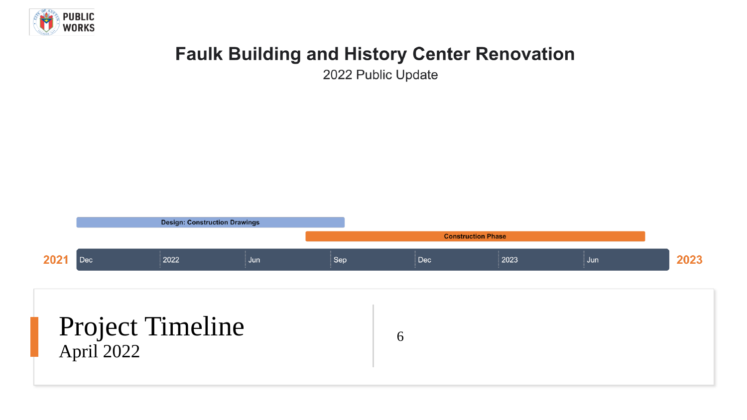PUBLIC WORKS

# Faulk Building and History Center Renovation

2022 Public Update

Design: Construction Drawings

Construction Phase

2021 | Dec | 2022 | Jun | Sep | Dec | 2023 | Jun | 2023

## Project Timeline

April 2022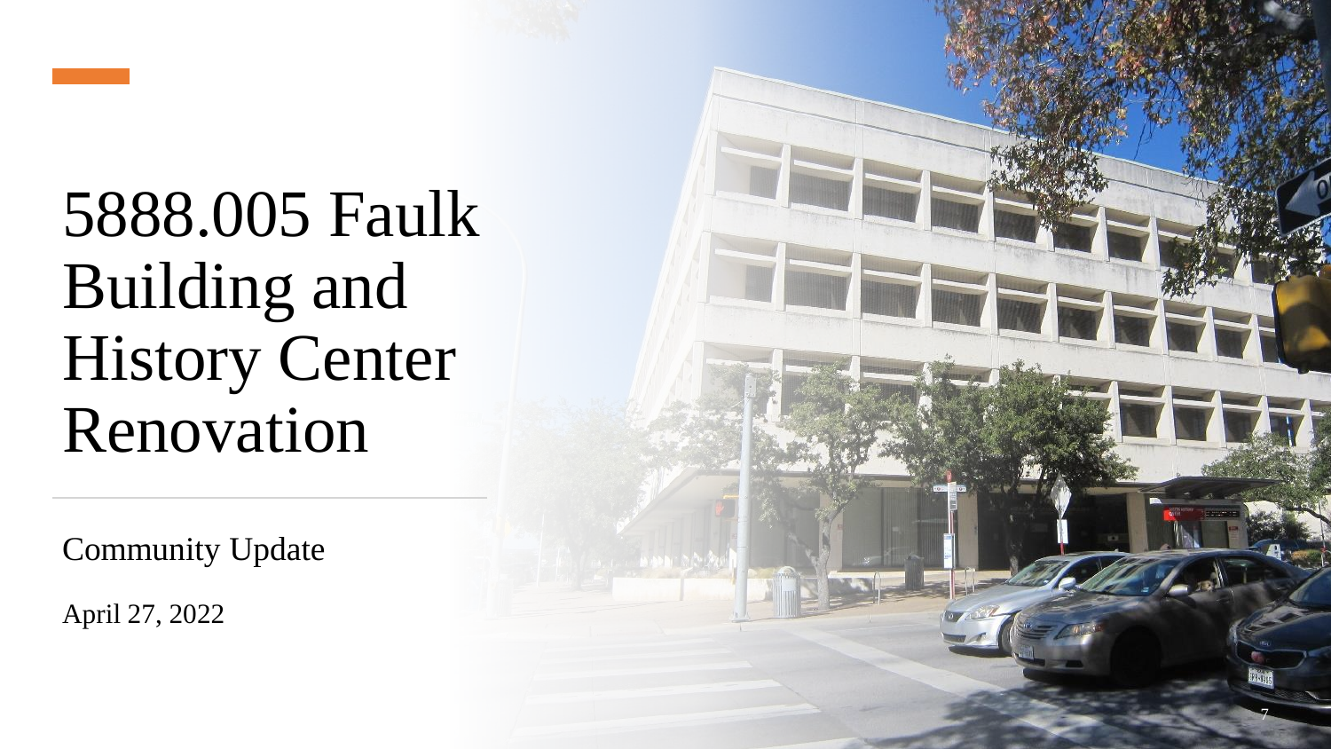# 5888.005 Faulk Building and History Center Renovation

Community Update

April 27, 2022